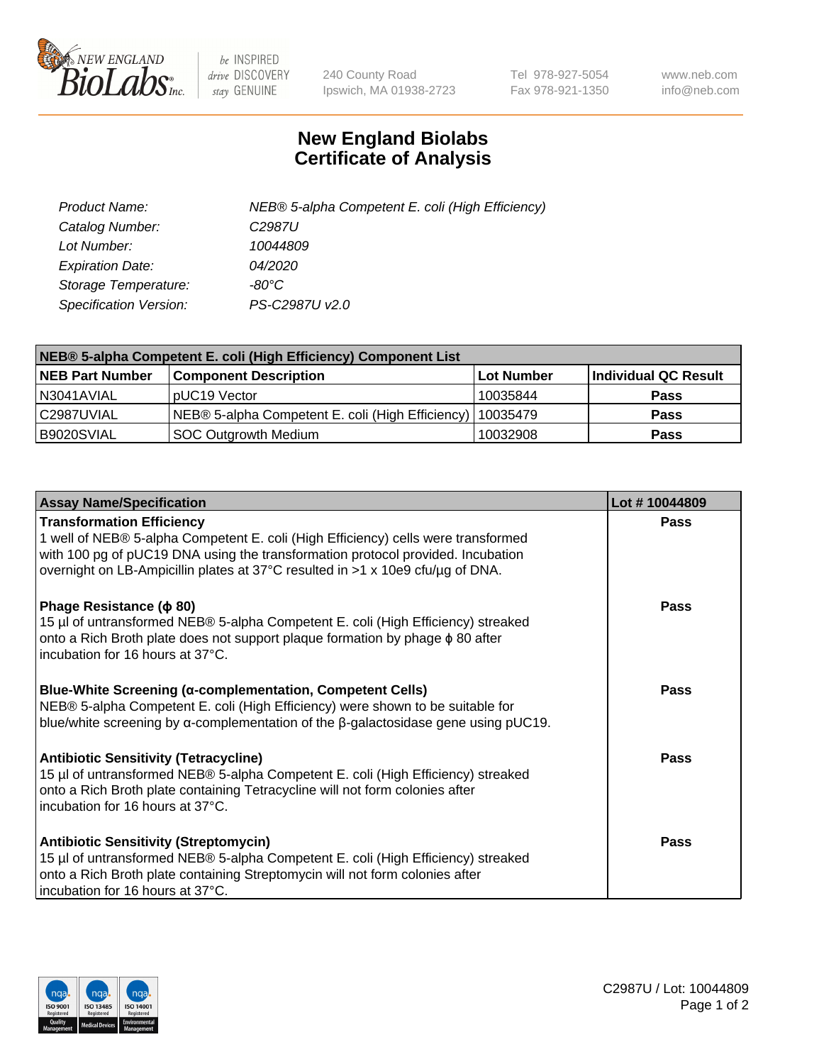# New England Biolabs
# Certificate of Analysis

| | |
|---|---|
| *Product Name:* | *NEB® 5-alpha Competent E. coli (High Efficiency)* |
| *Catalog Number:* | *C2987U* |
| *Lot Number:* | *10044809* |
| *Expiration Date:* | *04/2020* |
| *Storage Temperature:* | *-80°C* |
| *Specification Version:* | *PS-C2987U v2.0* |

| NEB® 5-alpha Competent E. coli (High Efficiency) Component List | | | |
|---|---|---|---|
| **NEB Part Number** | **Component Description** | **Lot Number** | **Individual QC Result** |
| N3041AVIAL | pUC19 Vector | 10035844 | **Pass** |
| C2987UVIAL | NEB® 5-alpha Competent E. coli (High Efficiency) | 10035479 | **Pass** |
| B9020SVIAL | SOC Outgrowth Medium | 10032908 | **Pass** |

| Assay Name/Specification | Lot # 10044809 |
|---|---|
| **Transformation Efficiency**<br>1 well of NEB® 5-alpha Competent E. coli (High Efficiency) cells were transformed with 100 pg of pUC19 DNA using the transformation protocol provided. Incubation overnight on LB-Ampicillin plates at 37°C resulted in >1 x 10e9 cfu/µg of DNA. | **Pass** |
| **Phage Resistance (ϕ 80)**<br>15 µl of untransformed NEB® 5-alpha Competent E. coli (High Efficiency) streaked onto a Rich Broth plate does not support plaque formation by phage ϕ 80 after incubation for 16 hours at 37°C. | **Pass** |
| **Blue-White Screening (α-complementation, Competent Cells)**<br>NEB® 5-alpha Competent E. coli (High Efficiency) were shown to be suitable for blue/white screening by α-complementation of the β-galactosidase gene using pUC19. | **Pass** |
| **Antibiotic Sensitivity (Tetracycline)**<br>15 µl of untransformed NEB® 5-alpha Competent E. coli (High Efficiency) streaked onto a Rich Broth plate containing Tetracycline will not form colonies after incubation for 16 hours at 37°C. | **Pass** |
| **Antibiotic Sensitivity (Streptomycin)**<br>15 µl of untransformed NEB® 5-alpha Competent E. coli (High Efficiency) streaked onto a Rich Broth plate containing Streptomycin will not form colonies after incubation for 16 hours at 37°C. | **Pass** |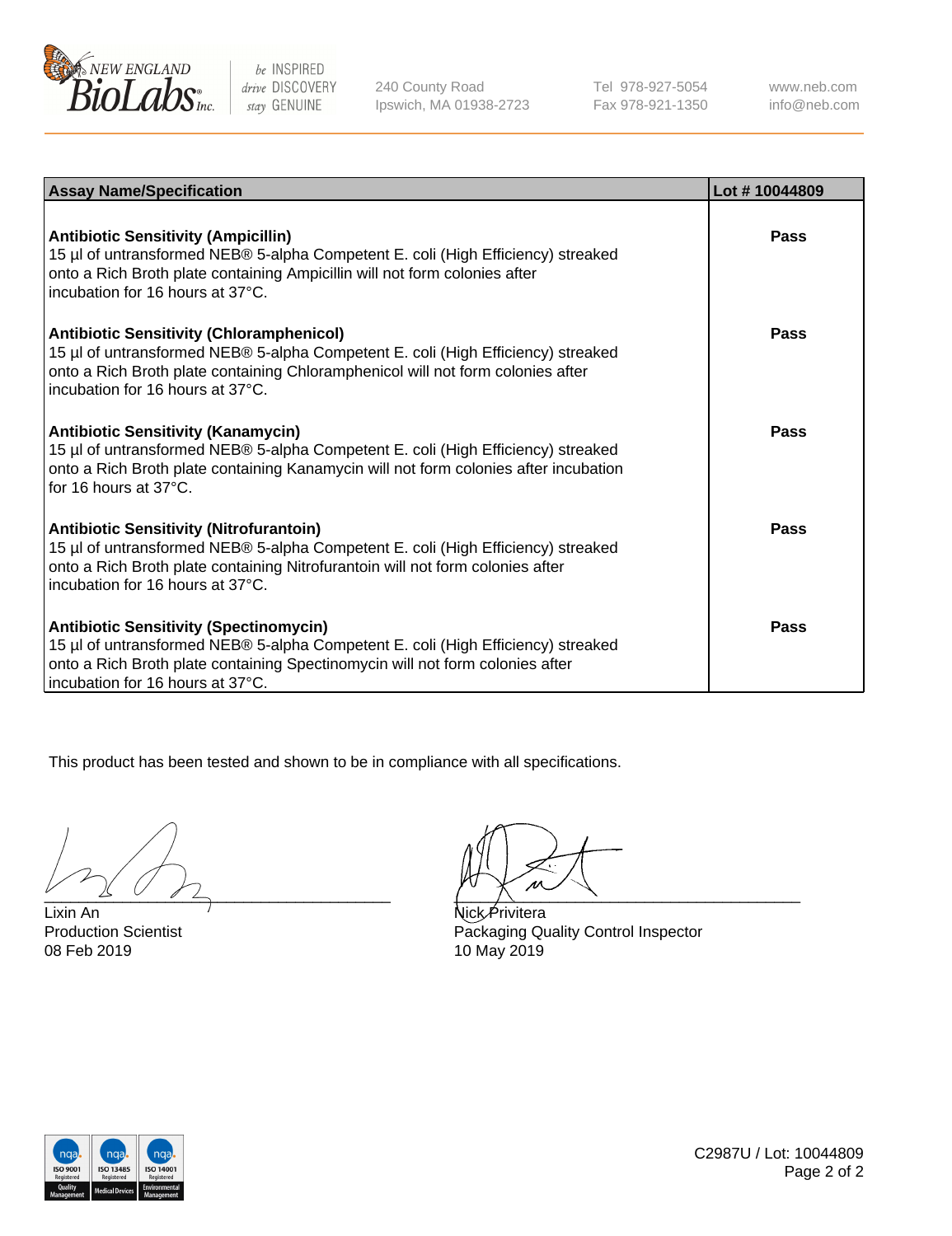| Assay Name/Specification | Lot # 10044809 |
|---|---|
| **Antibiotic Sensitivity (Ampicillin)**<br>15 µl of untransformed NEB® 5-alpha Competent E. coli (High Efficiency) streaked onto a Rich Broth plate containing Ampicillin will not form colonies after incubation for 16 hours at 37°C. | **Pass** |
| **Antibiotic Sensitivity (Chloramphenicol)**<br>15 µl of untransformed NEB® 5-alpha Competent E. coli (High Efficiency) streaked onto a Rich Broth plate containing Chloramphenicol will not form colonies after incubation for 16 hours at 37°C. | **Pass** |
| **Antibiotic Sensitivity (Kanamycin)**<br>15 µl of untransformed NEB® 5-alpha Competent E. coli (High Efficiency) streaked onto a Rich Broth plate containing Kanamycin will not form colonies after incubation for 16 hours at 37°C. | **Pass** |
| **Antibiotic Sensitivity (Nitrofurantoin)**<br>15 µl of untransformed NEB® 5-alpha Competent E. coli (High Efficiency) streaked onto a Rich Broth plate containing Nitrofurantoin will not form colonies after incubation for 16 hours at 37°C. | **Pass** |
| **Antibiotic Sensitivity (Spectinomycin)**<br>15 µl of untransformed NEB® 5-alpha Competent E. coli (High Efficiency) streaked onto a Rich Broth plate containing Spectinomycin will not form colonies after incubation for 16 hours at 37°C. | **Pass** |

This product has been tested and shown to be in compliance with all specifications.

Lixin An
Production Scientist
08 Feb 2019

Nick Privitera
Packaging Quality Control Inspector
10 May 2019

C2987U / Lot: 10044809